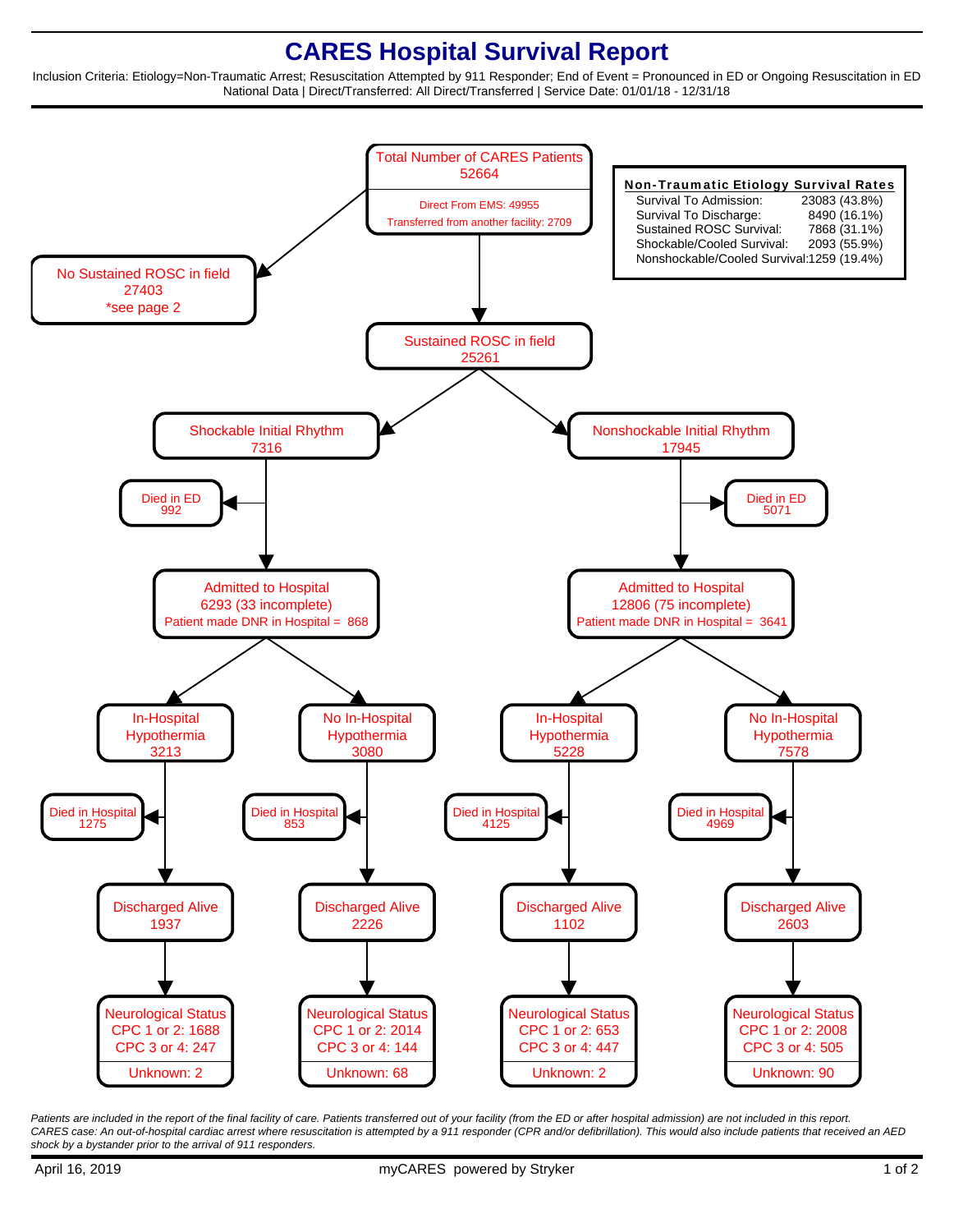# CARES Hospital Survival Report

Inclusion Criteria: Etiology=Non-Traumatic Arrest; Resuscitation Attempted by 911 Responder; End of Event = Pronounced in ED or Ongoing Resuscitation in ED
National Data | Direct/Transferred: All Direct/Transferred | Service Date: 01/01/18 - 12/31/18

**Non-Traumatic Etiology Survival Rates**

| | |
|---|---|
| Survival To Admission: | 23083 (43.8%) |
| Survival To Discharge: | 8490 (16.1%) |
| Sustained ROSC Survival: | 7868 (31.1%) |
| Shockable/Cooled Survival: | 2093 (55.9%) |
| Nonshockable/Cooled Survival: | 1259 (19.4%) |

**Total Number of CARES Patients: 52664**
- Direct From EMS: 49955
- Transferred from another facility: 2709

**No Sustained ROSC in field: 27403** (*see page 2)

**Sustained ROSC in field: 25261**

**Shockable Initial Rhythm: 7316**
- Died in ED: 992
- Admitted to Hospital: 6293 (33 incomplete); Patient made DNR in Hospital = 868
  - In-Hospital Hypothermia: 3213
    - Died in Hospital: 1275
    - Discharged Alive: 1937
    - Neurological Status: CPC 1 or 2: 1688; CPC 3 or 4: 247; Unknown: 2
  - No In-Hospital Hypothermia: 3080
    - Died in Hospital: 853
    - Discharged Alive: 2226
    - Neurological Status: CPC 1 or 2: 2014; CPC 3 or 4: 144; Unknown: 68

**Nonshockable Initial Rhythm: 17945**
- Died in ED: 5071
- Admitted to Hospital: 12806 (75 incomplete); Patient made DNR in Hospital = 3641
  - In-Hospital Hypothermia: 5228
    - Died in Hospital: 4125
    - Discharged Alive: 1102
    - Neurological Status: CPC 1 or 2: 653; CPC 3 or 4: 447; Unknown: 2
  - No In-Hospital Hypothermia: 7578
    - Died in Hospital: 4969
    - Discharged Alive: 2603
    - Neurological Status: CPC 1 or 2: 2008; CPC 3 or 4: 505; Unknown: 90

*Patients are included in the report of the final facility of care. Patients transferred out of your facility (from the ED or after hospital admission) are not included in this report.*
*CARES case: An out-of-hospital cardiac arrest where resuscitation is attempted by a 911 responder (CPR and/or defibrillation). This would also include patients that received an AED shock by a bystander prior to the arrival of 911 responders.*

April 16, 2019 — myCARES powered by Stryker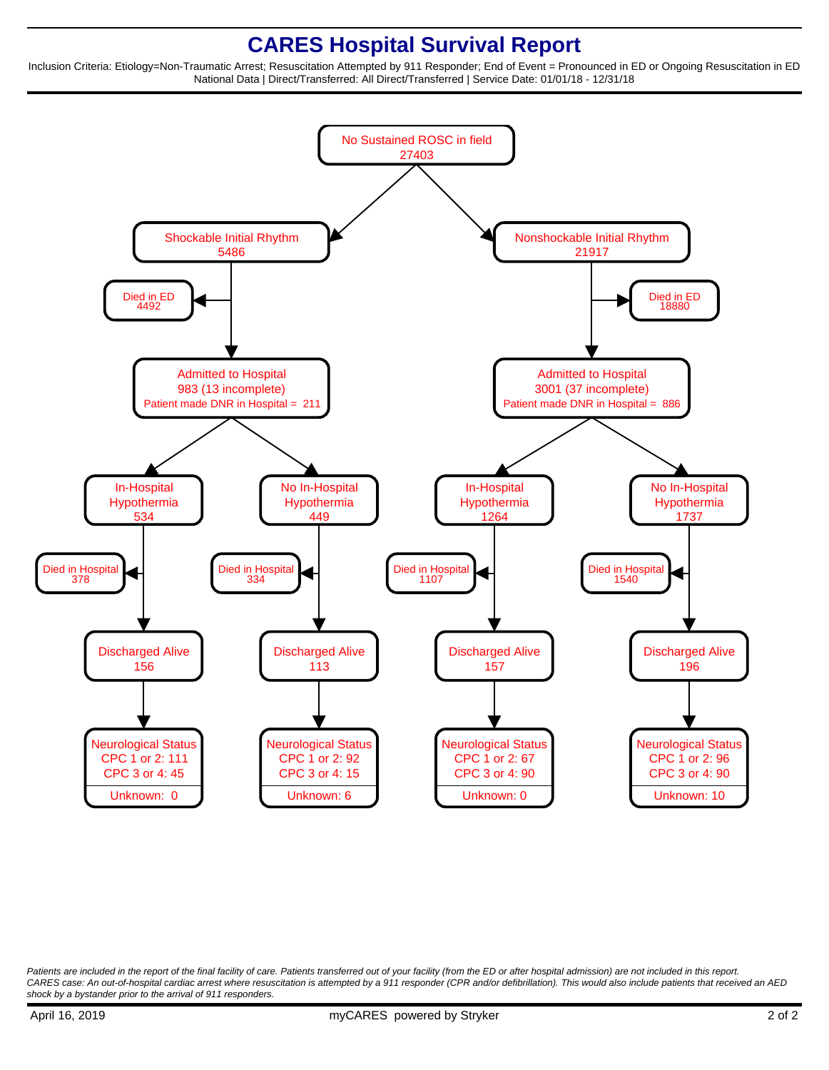# CARES Hospital Survival Report

Inclusion Criteria: Etiology=Non-Traumatic Arrest; Resuscitation Attempted by 911 Responder; End of Event = Pronounced in ED or Ongoing Resuscitation in ED
National Data | Direct/Transferred: All Direct/Transferred | Service Date: 01/01/18 - 12/31/18

No Sustained ROSC in field
27403

Shockable Initial Rhythm
5486

Nonshockable Initial Rhythm
21917

Died in ED
4492

Died in ED
18880

Admitted to Hospital
983 (13 incomplete)
Patient made DNR in Hospital = 211

Admitted to Hospital
3001 (37 incomplete)
Patient made DNR in Hospital = 886

In-Hospital Hypothermia
534

No In-Hospital Hypothermia
449

In-Hospital Hypothermia
1264

No In-Hospital Hypothermia
1737

Died in Hospital
378

Died in Hospital
334

Died in Hospital
1107

Died in Hospital
1540

Discharged Alive
156

Discharged Alive
113

Discharged Alive
157

Discharged Alive
196

Neurological Status
CPC 1 or 2: 111
CPC 3 or 4: 45
Unknown: 0

Neurological Status
CPC 1 or 2: 92
CPC 3 or 4: 15
Unknown: 6

Neurological Status
CPC 1 or 2: 67
CPC 3 or 4: 90
Unknown: 0

Neurological Status
CPC 1 or 2: 96
CPC 3 or 4: 90
Unknown: 10

*Patients are included in the report of the final facility of care. Patients transferred out of your facility (from the ED or after hospital admission) are not included in this report.*
*CARES case: An out-of-hospital cardiac arrest where resuscitation is attempted by a 911 responder (CPR and/or defibrillation). This would also include patients that received an AED shock by a bystander prior to the arrival of 911 responders.*

April 16, 2019 — myCARES powered by Stryker